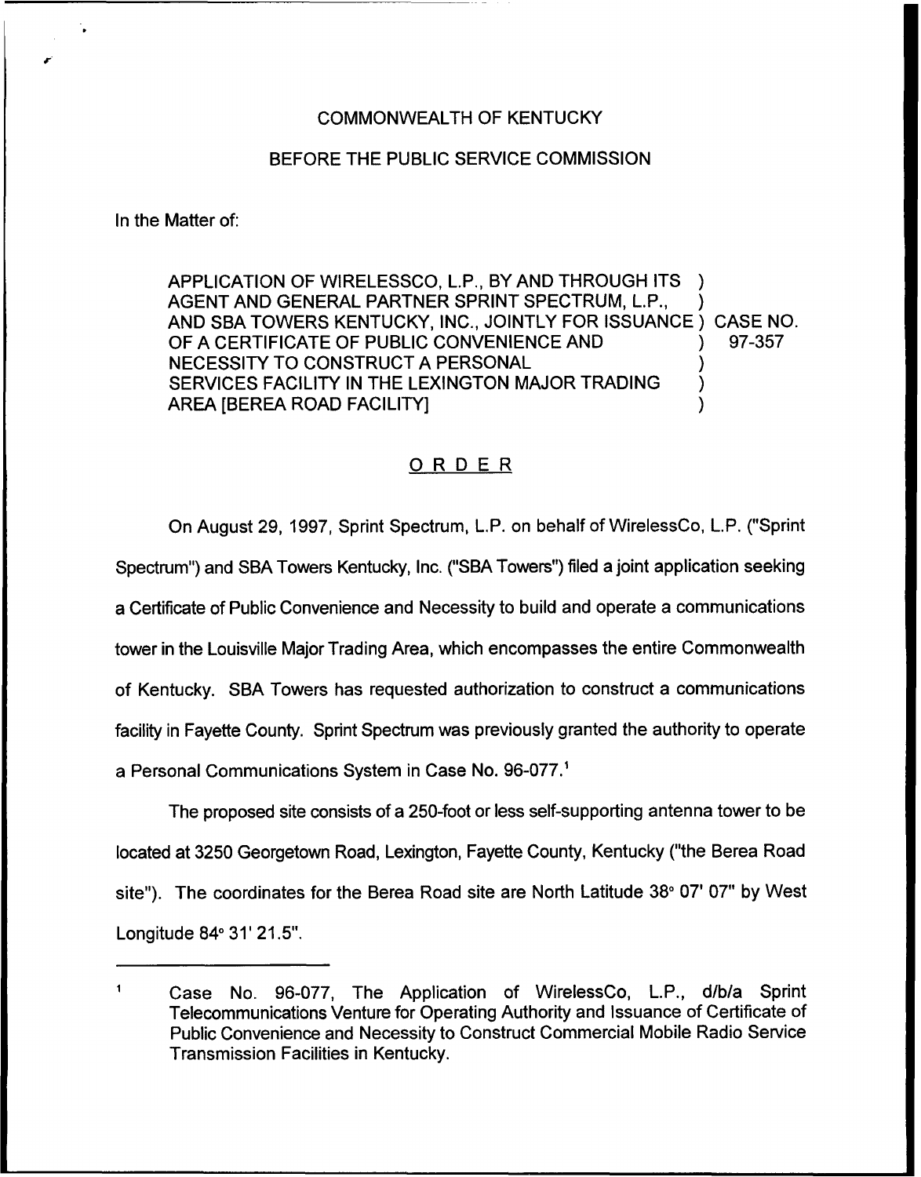COMMONWEALTH OF KENTUCKY

BEFORE THE PUBLIC SERVICE COMMISSION

In the Matter of:

APPLICATION OF WIRELESSCO, L.P., BY AND THROUGH ITS AGENT AND GENERAL PARTNER SPRINT SPECTRUM, L.P., AND SBA TOWERS KENTUCKY, INC., JOINTLY FOR ISSUANCE OF A CERTIFICATE OF PUBLIC CONVENIENCE AND NECESSITY TO CONSTRUCT A PERSONAL SERVICES FACILITY IN THE LEXINGTON MAJOR TRADING AREA [BEREA ROAD FACILITY]

CASE NO. 97-357

## ORDER

On August 29, 1997, Sprint Spectrum, L.P. on behalf of WirelessCo, L.P. ("Sprint Spectrum") and SBA Towers Kentucky, Inc. ("SBA Towers") filed a joint application seeking a Certificate of Public Convenience and Necessity to build and operate a communications tower in the Louisville Major Trading Area, which encompasses the entire Commonwealth of Kentucky. SBA Towers has requested authorization to construct a communications facility in Fayette County. Sprint Spectrum was previously granted the authority to operate a Personal Communications System in Case No. 96-077.[1]

The proposed site consists of a 250-foot or less self-supporting antenna tower to be located at 3250 Georgetown Road, Lexington, Fayette County, Kentucky ("the Berea Road site"). The coordinates for the Berea Road site are North Latitude 38° 07' 07" by West Longitude 84° 31' 21.5".

---

[1] Case No. 96-077, The Application of WirelessCo, L.P., d/b/a Sprint Telecommunications Venture for Operating Authority and Issuance of Certificate of Public Convenience and Necessity to Construct Commercial Mobile Radio Service Transmission Facilities in Kentucky.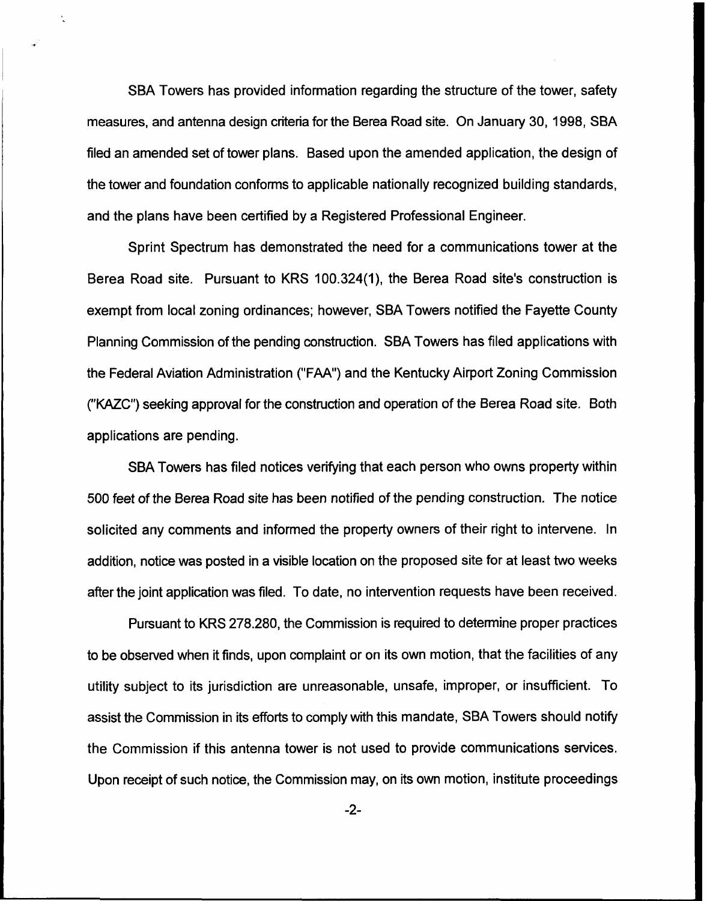SBA Towers has provided information regarding the structure of the tower, safety measures, and antenna design criteria for the Berea Road site. On January 30, 1998, SBA filed an amended set of tower plans. Based upon the amended application, the design of the tower and foundation conforms to applicable nationally recognized building standards, and the plans have been certified by a Registered Professional Engineer.

Sprint Spectrum has demonstrated the need for a communications tower at the Berea Road site. Pursuant to KRS 100.324(1), the Berea Road site's construction is exempt from local zoning ordinances; however, SBA Towers notified the Fayette County Planning Commission of the pending construction. SBA Towers has filed applications with the Federal Aviation Administration ("FAA") and the Kentucky Airport Zoning Commission ("KAZC") seeking approval for the construction and operation of the Berea Road site. Both applications are pending.

SBA Towers has filed notices verifying that each person who owns property within 500 feet of the Berea Road site has been notified of the pending construction. The notice solicited any comments and informed the property owners of their right to intervene. In addition, notice was posted in a visible location on the proposed site for at least two weeks after the joint application was filed. To date, no intervention requests have been received.

Pursuant to KRS 278.280, the Commission is required to determine proper practices to be observed when it finds, upon complaint or on its own motion, that the facilities of any utility subject to its jurisdiction are unreasonable, unsafe, improper, or insufficient. To assist the Commission in its efforts to comply with this mandate, SBA Towers should notify the Commission if this antenna tower is not used to provide communications services. Upon receipt of such notice, the Commission may, on its own motion, institute proceedings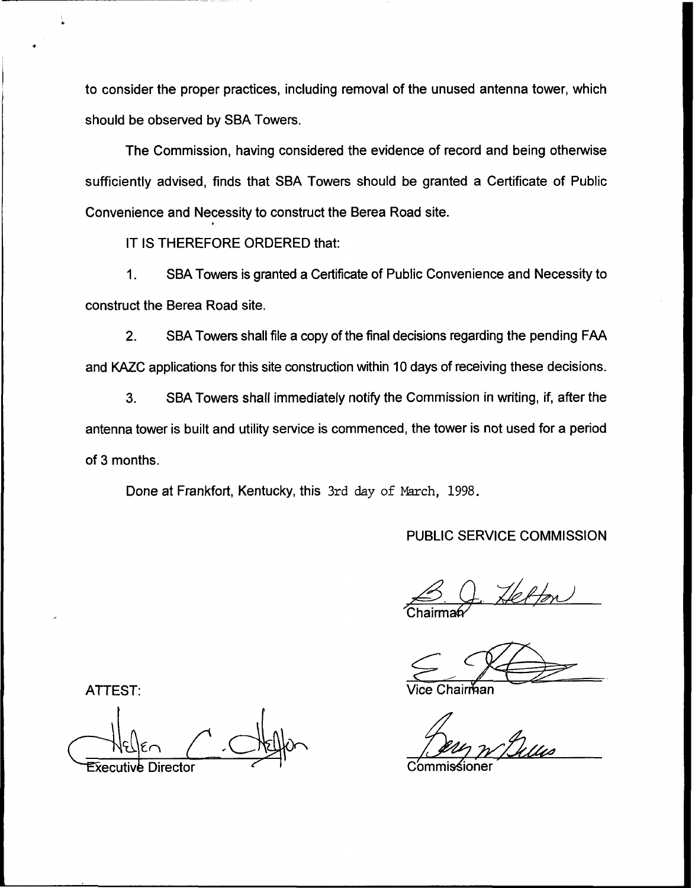to consider the proper practices, including removal of the unused antenna tower, which should be observed by SBA Towers.

The Commission, having considered the evidence of record and being otherwise sufficiently advised, finds that SBA Towers should be granted a Certificate of Public Convenience and Necessity to construct the Berea Road site.

IT IS THEREFORE ORDERED that:

1. SBA Towers is granted a Certificate of Public Convenience and Necessity to construct the Berea Road site.

2. SBA Towers shall file a copy of the final decisions regarding the pending FAA and KAZC applications for this site construction within 10 days of receiving these decisions.

3. SBA Towers shall immediately notify the Commission in writing, if, after the antenna tower is built and utility service is commenced, the tower is not used for a period of 3 months.

Done at Frankfort, Kentucky, this 3rd day of March, 1998.

PUBLIC SERVICE COMMISSION

Chairman

Vice Chairman

Commissioner

ATTEST:

Executive Director